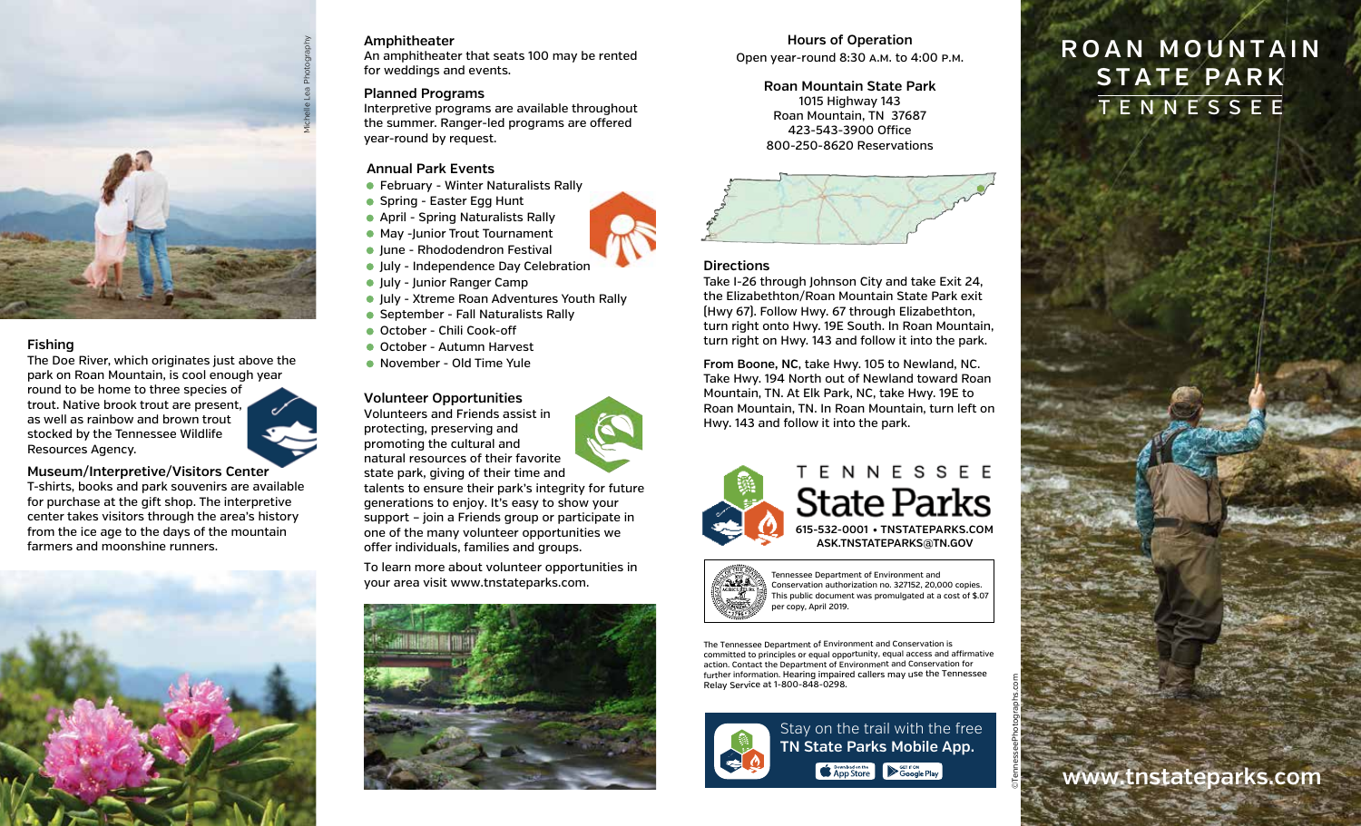## Fishing

The Doe River, which originates just above the park on Roan Mountain, is cool enough year round to be home to three species of trout. Native brook trout are present, as well as rainbow and brown trout stocked by the Tennessee Wildlife Resources Agency.

## Museum/Interpretive/Visitors Center

T-shirts, books and park souvenirs are available for purchase at the gift shop. The interpretive center takes visitors through the area's history from the ice age to the days of the mountain farmers and moonshine runners.

## Amphitheater

An amphitheater that seats 100 may be rented for weddings and events.

## Planned Programs

Interpretive programs are available throughout the summer. Ranger-led programs are offered year-round by request.

## Annual Park Events

- February - Winter Naturalists Rally
- Spring - Easter Egg Hunt
- April - Spring Naturalists Rally
- May -Junior Trout Tournament
- June - Rhododendron Festival
- July - Independence Day Celebration
- July - Junior Ranger Camp
- July - Xtreme Roan Adventures Youth Rally
- September - Fall Naturalists Rally
- October - Chili Cook-off
- October - Autumn Harvest
- November - Old Time Yule

## Volunteer Opportunities

Volunteers and Friends assist in protecting, preserving and promoting the cultural and natural resources of their favorite state park, giving of their time and talents to ensure their park's integrity for future generations to enjoy. It's easy to show your support – join a Friends group or participate in one of the many volunteer opportunities we offer individuals, families and groups.

To learn more about volunteer opportunities in your area visit www.tnstateparks.com.

## Hours of Operation

Open year-round 8:30 A.M. to 4:00 P.M.

**Roan Mountain State Park**
1015 Highway 143
Roan Mountain, TN 37687
423-543-3900 Office
800-250-8620 Reservations

## Directions

Take I-26 through Johnson City and take Exit 24, the Elizabethton/Roan Mountain State Park exit (Hwy 67). Follow Hwy. 67 through Elizabethton, turn right onto Hwy. 19E South. In Roan Mountain, turn right on Hwy. 143 and follow it into the park.

**From Boone, NC**, take Hwy. 105 to Newland, NC. Take Hwy. 194 North out of Newland toward Roan Mountain, TN. At Elk Park, NC, take Hwy. 19E to Roan Mountain, TN. In Roan Mountain, turn left on Hwy. 143 and follow it into the park.

TENNESSEE State Parks
615-532-0001 • TNSTATEPARKS.COM
ASK.TNSTATEPARKS@TN.GOV

Tennessee Department of Environment and Conservation authorization no. 327152, 20,000 copies. This public document was promulgated at a cost of $.07 per copy, April 2019.

The Tennessee Department of Environment and Conservation is committed to principles or equal opportunity, equal access and affirmative action. Contact the Department of Environment and Conservation for further information. Hearing impaired callers may use the Tennessee Relay Service at 1-800-848-0298.

Stay on the trail with the free **TN State Parks Mobile App.**

# ROAN MOUNTAIN STATE PARK
## TENNESSEE

www.tnstateparks.com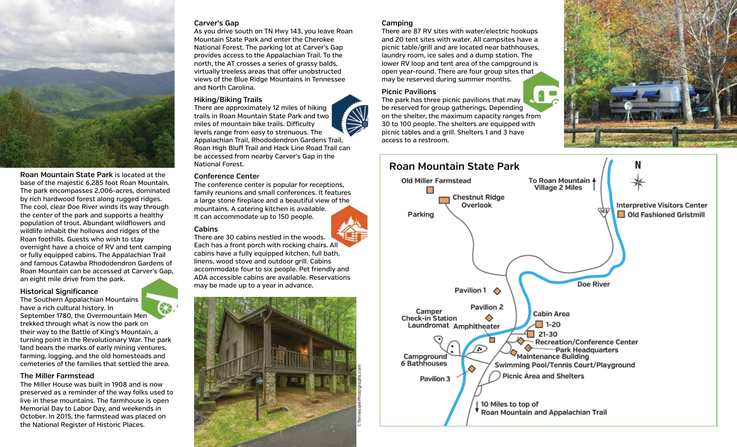**Roan Mountain State Park** is located at the base of the majestic 6,285 foot Roan Mountain. The park encompasses 2,006-acres, dominated by rich hardwood forest along rugged ridges. The cool, clear Doe River winds its way through the center of the park and supports a healthy population of trout. Abundant wildflowers and wildlife inhabit the hollows and ridges of the Roan foothills. Guests who wish to stay overnight have a choice of RV and tent camping or fully equipped cabins. The Appalachian Trail and famous Catawba Rhododendron Gardens of Roan Mountain can be accessed at Carver's Gap, an eight mile drive from the park.

### Historical Significance

The Southern Appalachian Mountains have a rich cultural history. In September 1780, the Overmountain Men trekked through what is now the park on their way to the Battle of King's Mountain, a turning point in the Revolutionary War. The park land bears the marks of early mining ventures, farming, logging, and the old homesteads and cemeteries of the families that settled the area.

### The Miller Farmstead

The Miller House was built in 1908 and is now preserved as a reminder of the way folks used to live in these mountains. The farmhouse is open Memorial Day to Labor Day, and weekends in October. In 2015, the farmstead was placed on the National Register of Historic Places.

### Carver's Gap

As you drive south on TN Hwy 143, you leave Roan Mountain State Park and enter the Cherokee National Forest. The parking lot at Carver's Gap provides access to the Appalachian Trail. To the north, the AT crosses a series of grassy balds, virtually treeless areas that offer unobstructed views of the Blue Ridge Mountains in Tennessee and North Carolina.

### Hiking/Biking Trails

There are approximately 12 miles of hiking trails in Roan Mountain State Park and two miles of mountain bike trails. Difficulty levels range from easy to strenuous. The Appalachian Trail, Rhododendron Gardens Trail, Roan High Bluff Trail and Hack Line Road Trail can be accessed from nearby Carver's Gap in the National Forest.

### Conference Center

The conference center is popular for receptions, family reunions and small conferences. It features a large stone fireplace and a beautiful view of the mountains. A catering kitchen is available. It can accommodate up to 150 people.

### Cabins

There are 30 cabins nestled in the woods. Each has a front porch with rocking chairs. All cabins have a fully equipped kitchen, full bath, linens, wood stove and outdoor grill. Cabins accommodate four to six people. Pet friendly and ADA accessible cabins are available. Reservations may be made up to a year in advance.

©TennesseePhotographs.com

### Camping

There are 87 RV sites with water/electric hookups and 20 tent sites with water. All campsites have a picnic table/grill and are located near bathhouses, laundry room, ice sales and a dump station. The lower RV loop and tent area of the campground is open year-round. There are four group sites that may be reserved during summer months.

### Picnic Pavilions

The park has three picnic pavilions that may be reserved for group gatherings. Depending on the shelter, the maximum capacity ranges from 30 to 100 people. The shelters are equipped with picnic tables and a grill. Shelters 1 and 3 have access to a restroom.

## Roan Mountain State Park

N

Old Miller Farmstead

Chestnut Ridge Overlook

Parking

To Roan Mountain Village 2 Miles

143

Interpretive Visitors Center

Old Fashioned Gristmill

Doe River

Pavilion 1

Pavilion 2

Camper Check-in Station

Laundromat

Amphitheater

Cabin Area

1-20

21-30

Recreation/Conference Center

Park Headquarters

Maintenance Building

Campground

6 Bathhouses

Swimming Pool/Tennis Court/Playground

Pavilion 3

Picnic Area and Shelters

10 Miles to top of Roan Mountain and Appalachian Trail